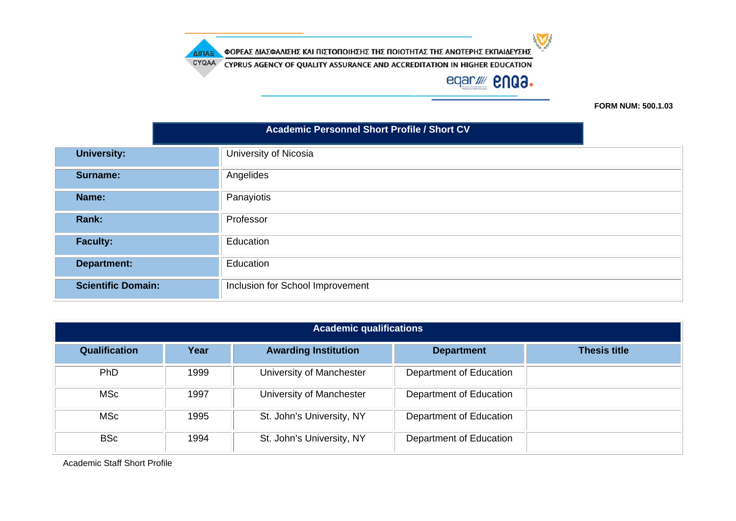ΦΟΡΕΑΣ ΔΙΑΣΦΑΛΙΣΗΣ ΚΑΙ ΠΙΣΤΟΠΟΙΗΣΗΣ ΤΗΣ ΠΟΙΟΤΗΤΑΣ ΤΗΣ ΑΝΩΤΕΡΗΣ ΕΚΠΑΙΔΕΥΣΗΣ

CYPRUS AGENCY OF QUALITY ASSURANCE AND ACCREDITATION IN HIGHER EDUCATION

**FORM NUM: 500.1.03**

## Academic Personnel Short Profile / Short CV

| | |
|---|---|
| **University:** | University of Nicosia |
| **Surname:** | Angelides |
| **Name:** | Panayiotis |
| **Rank:** | Professor |
| **Faculty:** | Education |
| **Department:** | Education |
| **Scientific Domain:** | Inclusion for School Improvement |

## Academic qualifications

| Qualification | Year | Awarding Institution | Department | Thesis title |
|---|---|---|---|---|
| PhD | 1999 | University of Manchester | Department of Education | |
| MSc | 1997 | University of Manchester | Department of Education | |
| MSc | 1995 | St. John's University, NY | Department of Education | |
| BSc | 1994 | St. John's University, NY | Department of Education | |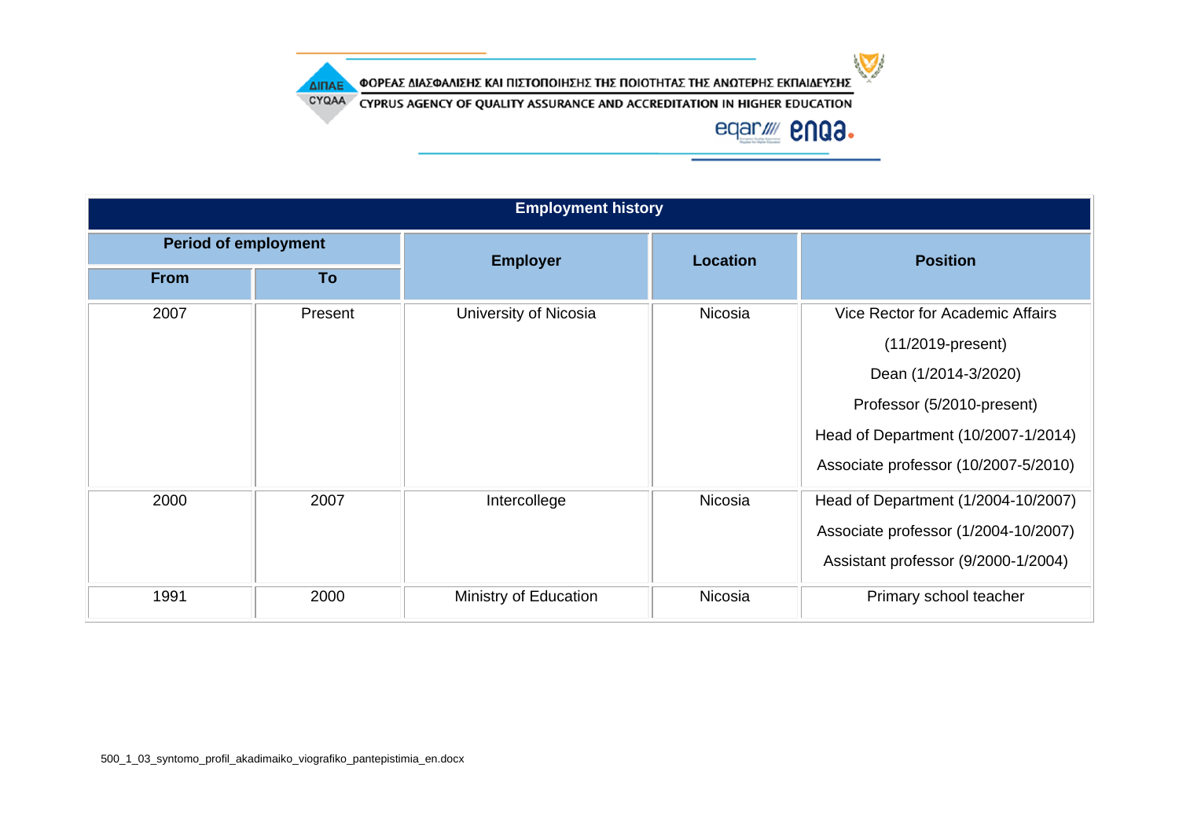| Employment history | | | | |
|---|---|---|---|---|
| **Period of employment** | | **Employer** | **Location** | **Position** |
| **From** | **To** | | | |
| 2007 | Present | University of Nicosia | Nicosia | Vice Rector for Academic Affairs (11/2019-present)<br>Dean (1/2014-3/2020)<br>Professor (5/2010-present)<br>Head of Department (10/2007-1/2014)<br>Associate professor (10/2007-5/2010) |
| 2000 | 2007 | Intercollege | Nicosia | Head of Department (1/2004-10/2007)<br>Associate professor (1/2004-10/2007)<br>Assistant professor (9/2000-1/2004) |
| 1991 | 2000 | Ministry of Education | Nicosia | Primary school teacher |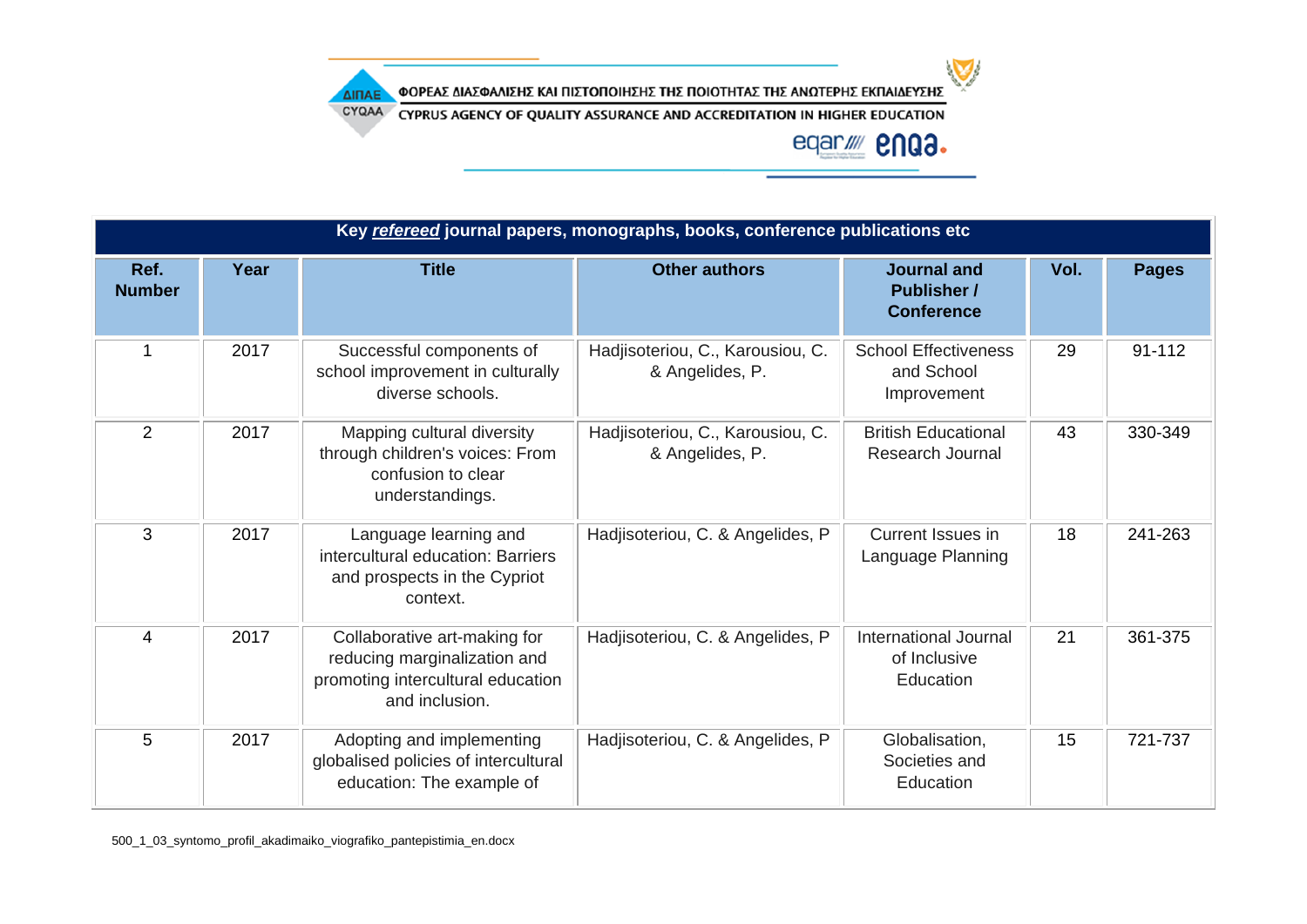| Key ***refereed*** journal papers, monographs, books, conference publications etc | | | | | | |
|---|---|---|---|---|---|---|
| **Ref. Number** | **Year** | **Title** | **Other authors** | **Journal and Publisher / Conference** | **Vol.** | **Pages** |
| 1 | 2017 | Successful components of school improvement in culturally diverse schools. | Hadjisoteriou, C., Karousiou, C. & Angelides, P. | School Effectiveness and School Improvement | 29 | 91-112 |
| 2 | 2017 | Mapping cultural diversity through children's voices: From confusion to clear understandings. | Hadjisoteriou, C., Karousiou, C. & Angelides, P. | British Educational Research Journal | 43 | 330-349 |
| 3 | 2017 | Language learning and intercultural education: Barriers and prospects in the Cypriot context. | Hadjisoteriou, C. & Angelides, P | Current Issues in Language Planning | 18 | 241-263 |
| 4 | 2017 | Collaborative art-making for reducing marginalization and promoting intercultural education and inclusion. | Hadjisoteriou, C. & Angelides, P | International Journal of Inclusive Education | 21 | 361-375 |
| 5 | 2017 | Adopting and implementing globalised policies of intercultural education: The example of | Hadjisoteriou, C. & Angelides, P | Globalisation, Societies and Education | 15 | 721-737 |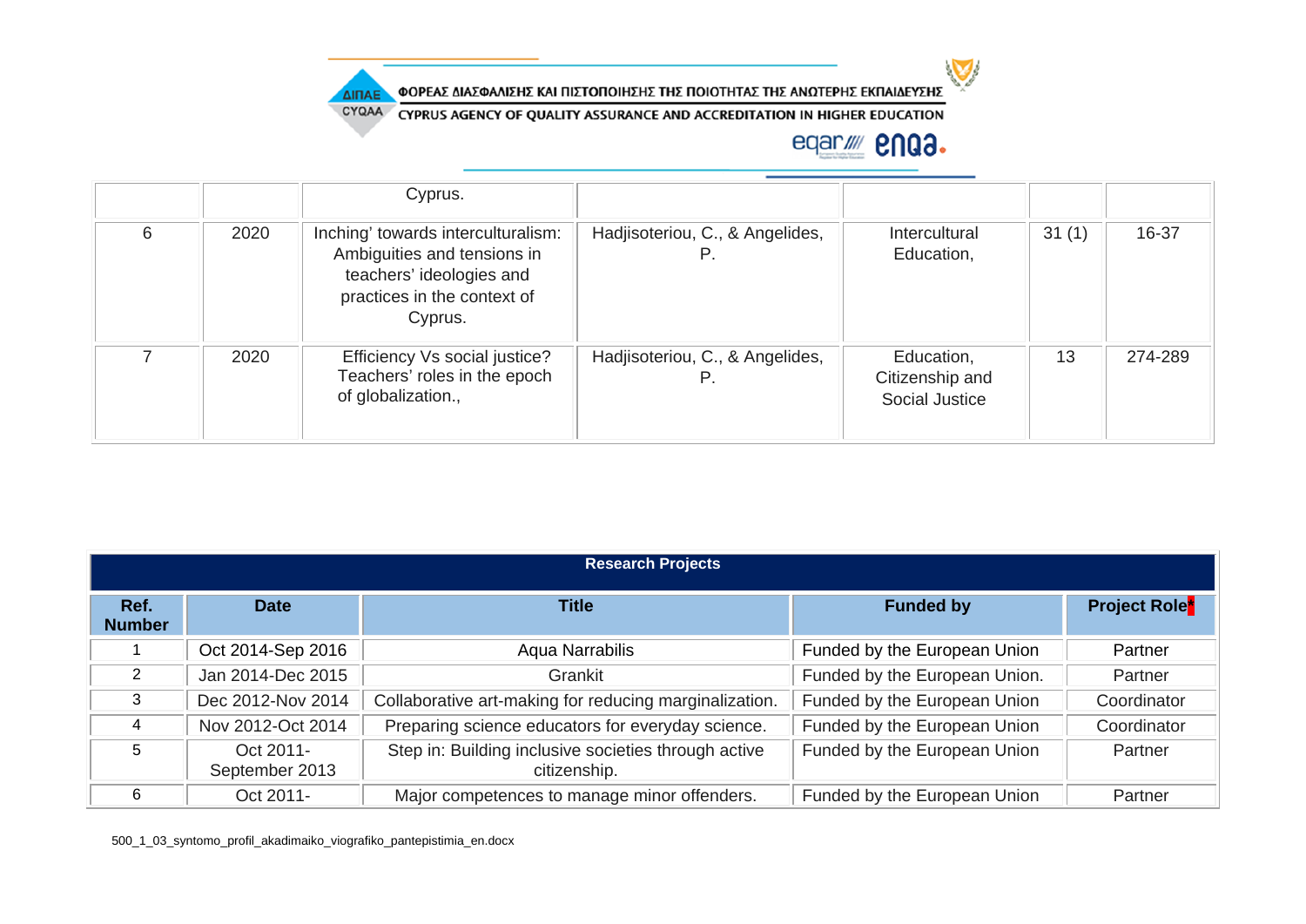| | | Cyprus. | | | | |
|---|---|---|---|---|---|---|
| 6 | 2020 | Inching' towards interculturalism: Ambiguities and tensions in teachers' ideologies and practices in the context of Cyprus. | Hadjisoteriou, C., & Angelides, P. | Intercultural Education, | 31 (1) | 16-37 |
| 7 | 2020 | Efficiency Vs social justice? Teachers' roles in the epoch of globalization., | Hadjisoteriou, C., & Angelides, P. | Education, Citizenship and Social Justice | 13 | 274-289 |

| **Research Projects** | | | | |
|---|---|---|---|---|
| **Ref. Number** | **Date** | **Title** | **Funded by** | **Project Role*** |
| 1 | Oct 2014-Sep 2016 | Aqua Narrabilis | Funded by the European Union | Partner |
| 2 | Jan 2014-Dec 2015 | Grankit | Funded by the European Union. | Partner |
| 3 | Dec 2012-Nov 2014 | Collaborative art-making for reducing marginalization. | Funded by the European Union | Coordinator |
| 4 | Nov 2012-Oct 2014 | Preparing science educators for everyday science. | Funded by the European Union | Coordinator |
| 5 | Oct 2011-September 2013 | Step in: Building inclusive societies through active citizenship. | Funded by the European Union | Partner |
| 6 | Oct 2011- | Major competences to manage minor offenders. | Funded by the European Union | Partner |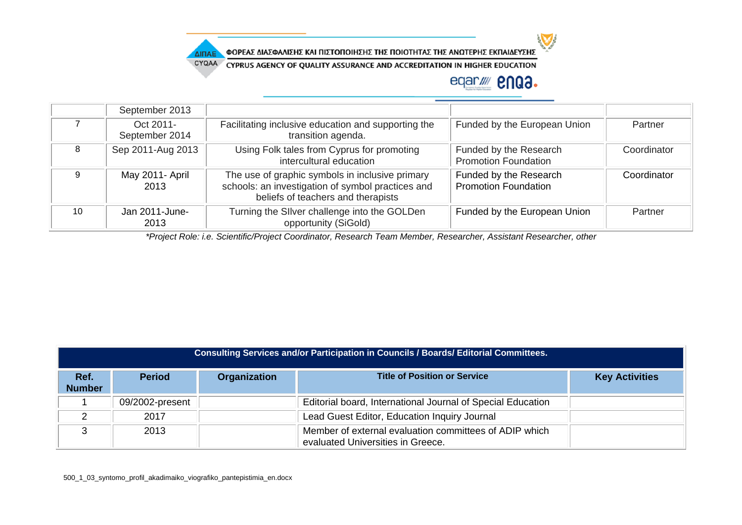| | | | | |
|---|---|---|---|---|
| | September 2013 | | | |
| 7 | Oct 2011-September 2014 | Facilitating inclusive education and supporting the transition agenda. | Funded by the European Union | Partner |
| 8 | Sep 2011-Aug 2013 | Using Folk tales from Cyprus for promoting intercultural education | Funded by the Research Promotion Foundation | Coordinator |
| 9 | May 2011- April 2013 | The use of graphic symbols in inclusive primary schools: an investigation of symbol practices and beliefs of teachers and therapists | Funded by the Research Promotion Foundation | Coordinator |
| 10 | Jan 2011-June-2013 | Turning the SIlver challenge into the GOLDen opportunity (SiGold) | Funded by the European Union | Partner |

*\*Project Role: i.e. Scientific/Project Coordinator, Research Team Member, Researcher, Assistant Researcher, other*

| Consulting Services and/or Participation in Councils / Boards/ Editorial Committees. | | | | |
|---|---|---|---|---|
| **Ref. Number** | **Period** | **Organization** | **Title of Position or Service** | **Key Activities** |
| 1 | 09/2002-present | | Editorial board, International Journal of Special Education | |
| 2 | 2017 | | Lead Guest Editor, Education Inquiry Journal | |
| 3 | 2013 | | Member of external evaluation committees of ADIP which evaluated Universities in Greece. | |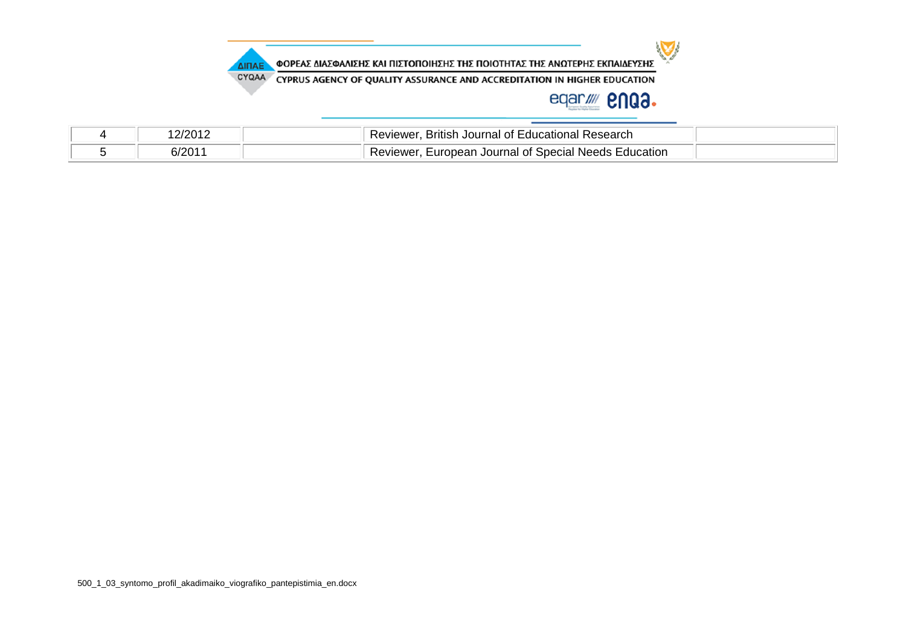| | | | | |
|---|---|---|---|---|
| 4 | 12/2012 | | Reviewer, British Journal of Educational Research | |
| 5 | 6/2011 | | Reviewer, European Journal of Special Needs Education | |